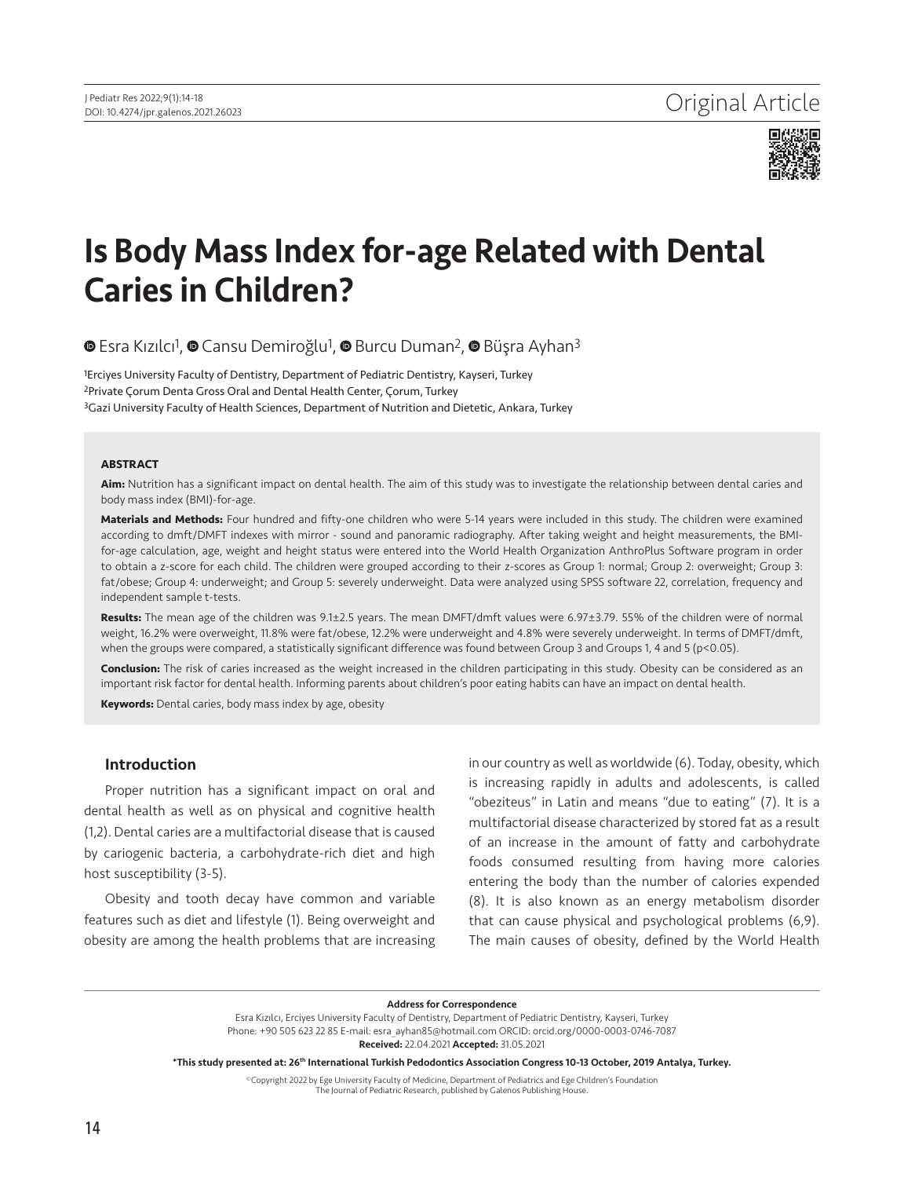Original Article

# Is Body Mass Index for-age Related with Dental Caries in Children?

Esra Kızılcı[1], Cansu Demiroğlu[1], Burcu Duman[2], Büşra Ayhan[3]

[1]Erciyes University Faculty of Dentistry, Department of Pediatric Dentistry, Kayseri, Turkey
[2]Private Çorum Denta Gross Oral and Dental Health Center, Çorum, Turkey
[3]Gazi University Faculty of Health Sciences, Department of Nutrition and Dietetic, Ankara, Turkey

## ABSTRACT

**Aim:** Nutrition has a significant impact on dental health. The aim of this study was to investigate the relationship between dental caries and body mass index (BMI)-for-age.

**Materials and Methods:** Four hundred and fifty-one children who were 5-14 years were included in this study. The children were examined according to dmft/DMFT indexes with mirror - sound and panoramic radiography. After taking weight and height measurements, the BMI-for-age calculation, age, weight and height status were entered into the World Health Organization AnthroPlus Software program in order to obtain a z-score for each child. The children were grouped according to their z-scores as Group 1: normal; Group 2: overweight; Group 3: fat/obese; Group 4: underweight; and Group 5: severely underweight. Data were analyzed using SPSS software 22, correlation, frequency and independent sample t-tests.

**Results:** The mean age of the children was 9.1±2.5 years. The mean DMFT/dmft values were 6.97±3.79. 55% of the children were of normal weight, 16.2% were overweight, 11.8% were fat/obese, 12.2% were underweight and 4.8% were severely underweight. In terms of DMFT/dmft, when the groups were compared, a statistically significant difference was found between Group 3 and Groups 1, 4 and 5 ($p<0.05$).

**Conclusion:** The risk of caries increased as the weight increased in the children participating in this study. Obesity can be considered as an important risk factor for dental health. Informing parents about children's poor eating habits can have an impact on dental health.

**Keywords:** Dental caries, body mass index by age, obesity

## Introduction

Proper nutrition has a significant impact on oral and dental health as well as on physical and cognitive health (1,2). Dental caries are a multifactorial disease that is caused by cariogenic bacteria, a carbohydrate-rich diet and high host susceptibility (3-5).

Obesity and tooth decay have common and variable features such as diet and lifestyle (1). Being overweight and obesity are among the health problems that are increasing in our country as well as worldwide (6). Today, obesity, which is increasing rapidly in adults and adolescents, is called "obeziteus" in Latin and means "due to eating" (7). It is a multifactorial disease characterized by stored fat as a result of an increase in the amount of fatty and carbohydrate foods consumed resulting from having more calories entering the body than the number of calories expended (8). It is also known as an energy metabolism disorder that can cause physical and psychological problems (6,9). The main causes of obesity, defined by the World Health

**Address for Correspondence**
Esra Kızılcı, Erciyes University Faculty of Dentistry, Department of Pediatric Dentistry, Kayseri, Turkey
Phone: +90 505 623 22 85 E-mail: esra_ayhan85@hotmail.com ORCID: orcid.org/0000-0003-0746-7087
**Received:** 22.04.2021 **Accepted:** 31.05.2021

**\*This study presented at: 26th International Turkish Pedodontics Association Congress 10-13 October, 2019 Antalya, Turkey.**

©Copyright 2022 by Ege University Faculty of Medicine, Department of Pediatrics and Ege Children's Foundation
The Journal of Pediatric Research, published by Galenos Publishing House.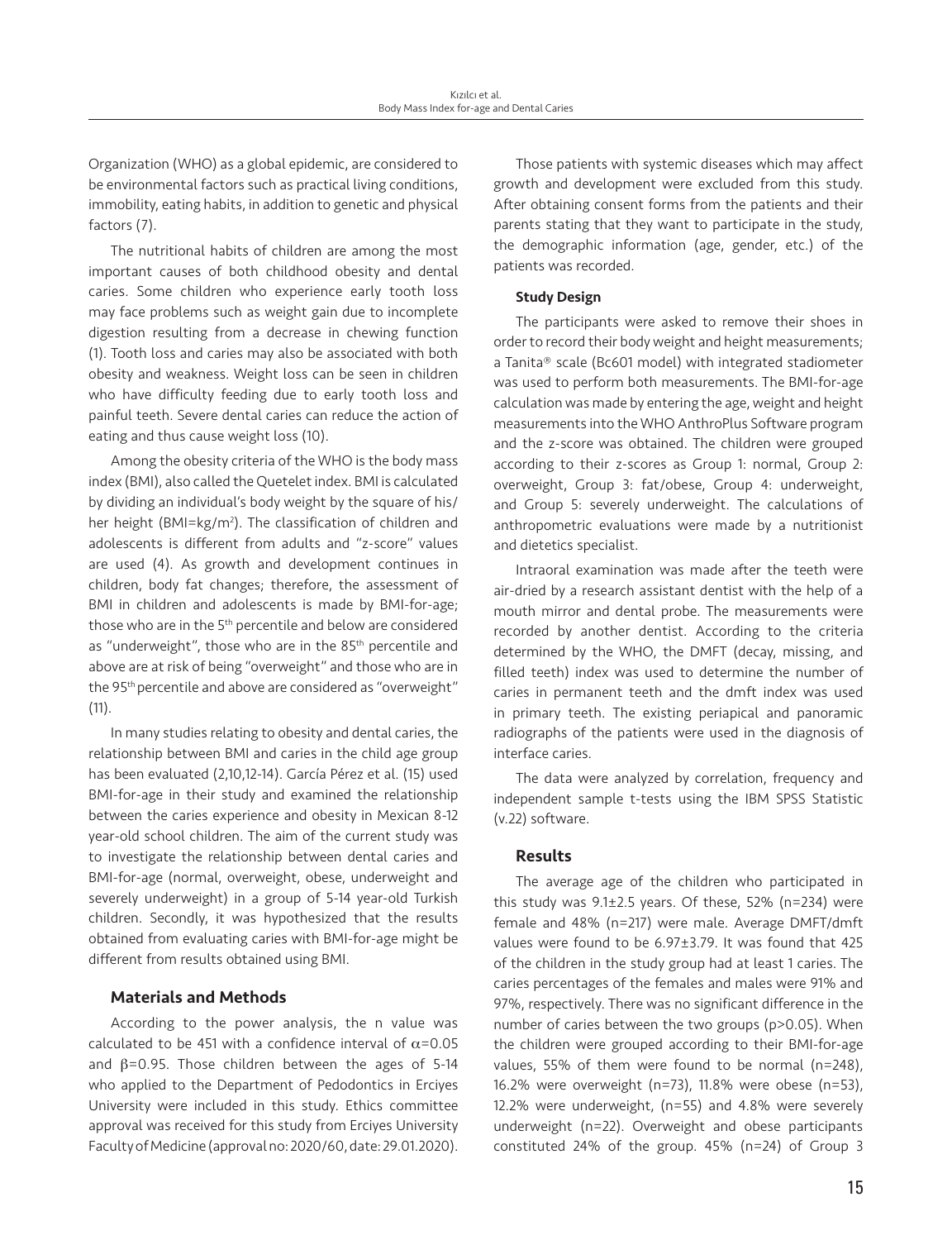Organization (WHO) as a global epidemic, are considered to be environmental factors such as practical living conditions, immobility, eating habits, in addition to genetic and physical factors (7).

The nutritional habits of children are among the most important causes of both childhood obesity and dental caries. Some children who experience early tooth loss may face problems such as weight gain due to incomplete digestion resulting from a decrease in chewing function (1). Tooth loss and caries may also be associated with both obesity and weakness. Weight loss can be seen in children who have difficulty feeding due to early tooth loss and painful teeth. Severe dental caries can reduce the action of eating and thus cause weight loss (10).

Among the obesity criteria of the WHO is the body mass index (BMI), also called the Quetelet index. BMI is calculated by dividing an individual's body weight by the square of his/her height (BMI=kg/m$^2$). The classification of children and adolescents is different from adults and "z-score" values are used (4). As growth and development continues in children, body fat changes; therefore, the assessment of BMI in children and adolescents is made by BMI-for-age; those who are in the 5$^{th}$ percentile and below are considered as "underweight", those who are in the 85$^{th}$ percentile and above are at risk of being "overweight" and those who are in the 95$^{th}$ percentile and above are considered as "overweight" (11).

In many studies relating to obesity and dental caries, the relationship between BMI and caries in the child age group has been evaluated (2,10,12-14). García Pérez et al. (15) used BMI-for-age in their study and examined the relationship between the caries experience and obesity in Mexican 8-12 year-old school children. The aim of the current study was to investigate the relationship between dental caries and BMI-for-age (normal, overweight, obese, underweight and severely underweight) in a group of 5-14 year-old Turkish children. Secondly, it was hypothesized that the results obtained from evaluating caries with BMI-for-age might be different from results obtained using BMI.

## Materials and Methods

According to the power analysis, the n value was calculated to be 451 with a confidence interval of $\alpha$=0.05 and $\beta$=0.95. Those children between the ages of 5-14 who applied to the Department of Pedodontics in Erciyes University were included in this study. Ethics committee approval was received for this study from Erciyes University Faculty of Medicine (approval no: 2020/60, date: 29.01.2020).

Those patients with systemic diseases which may affect growth and development were excluded from this study. After obtaining consent forms from the patients and their parents stating that they want to participate in the study, the demographic information (age, gender, etc.) of the patients was recorded.

### Study Design

The participants were asked to remove their shoes in order to record their body weight and height measurements; a Tanita® scale (Bc601 model) with integrated stadiometer was used to perform both measurements. The BMI-for-age calculation was made by entering the age, weight and height measurements into the WHO AnthroPlus Software program and the z-score was obtained. The children were grouped according to their z-scores as Group 1: normal, Group 2: overweight, Group 3: fat/obese, Group 4: underweight, and Group 5: severely underweight. The calculations of anthropometric evaluations were made by a nutritionist and dietetics specialist.

Intraoral examination was made after the teeth were air-dried by a research assistant dentist with the help of a mouth mirror and dental probe. The measurements were recorded by another dentist. According to the criteria determined by the WHO, the DMFT (decay, missing, and filled teeth) index was used to determine the number of caries in permanent teeth and the dmft index was used in primary teeth. The existing periapical and panoramic radiographs of the patients were used in the diagnosis of interface caries.

The data were analyzed by correlation, frequency and independent sample t-tests using the IBM SPSS Statistic (v.22) software.

## Results

The average age of the children who participated in this study was 9.1±2.5 years. Of these, 52% (n=234) were female and 48% (n=217) were male. Average DMFT/dmft values were found to be 6.97±3.79. It was found that 425 of the children in the study group had at least 1 caries. The caries percentages of the females and males were 91% and 97%, respectively. There was no significant difference in the number of caries between the two groups ($p$>0.05). When the children were grouped according to their BMI-for-age values, 55% of them were found to be normal (n=248), 16.2% were overweight (n=73), 11.8% were obese (n=53), 12.2% were underweight, (n=55) and 4.8% were severely underweight (n=22). Overweight and obese participants constituted 24% of the group. 45% (n=24) of Group 3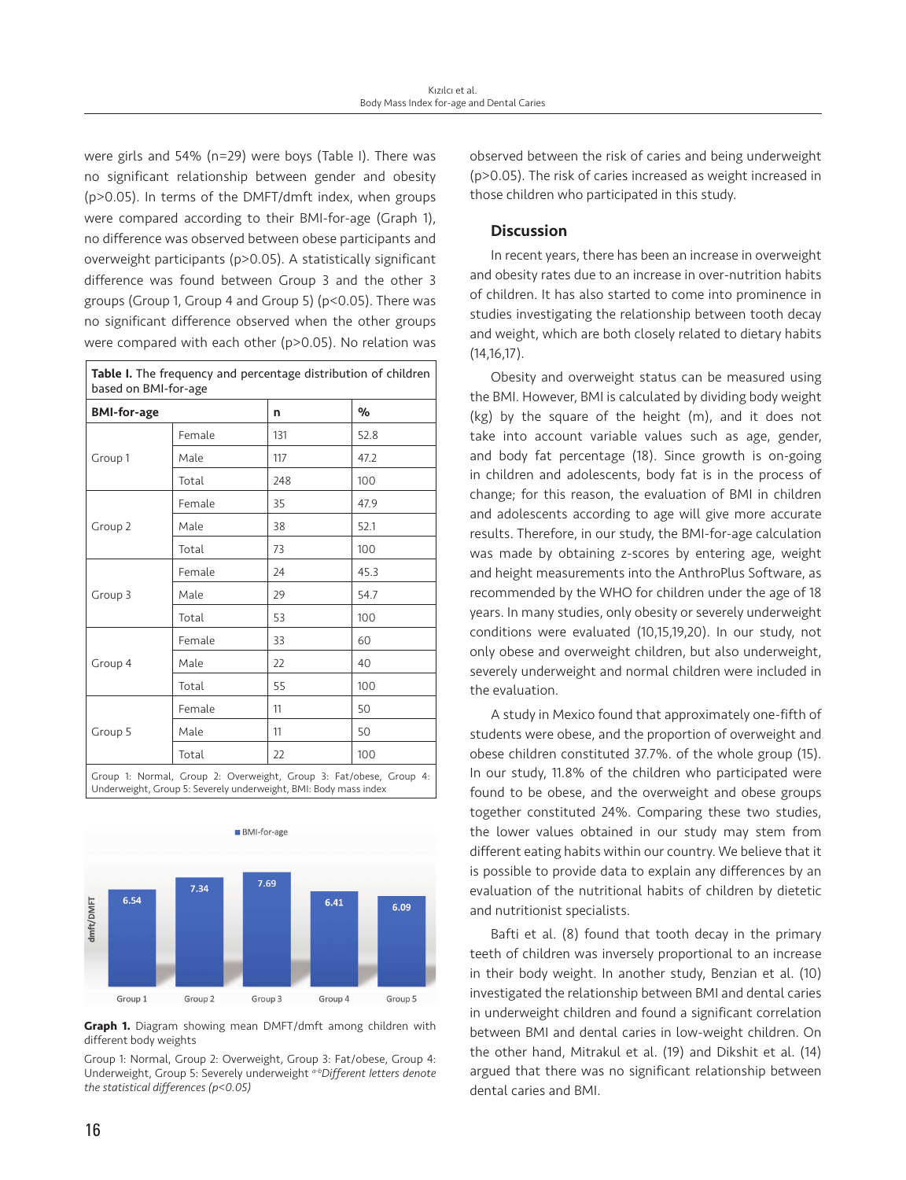were girls and 54% (n=29) were boys (Table I). There was no significant relationship between gender and obesity ($p>0.05$). In terms of the DMFT/dmft index, when groups were compared according to their BMI-for-age (Graph 1), no difference was observed between obese participants and overweight participants ($p>0.05$). A statistically significant difference was found between Group 3 and the other 3 groups (Group 1, Group 4 and Group 5) ($p<0.05$). There was no significant difference observed when the other groups were compared with each other ($p>0.05$). No relation was observed between the risk of caries and being underweight ($p>0.05$). The risk of caries increased as weight increased in those children who participated in this study.

**Table I.** The frequency and percentage distribution of children based on BMI-for-age

| BMI-for-age | | n | % |
|---|---|---|---|
| Group 1 | Female | 131 | 52.8 |
| | Male | 117 | 47.2 |
| | Total | 248 | 100 |
| Group 2 | Female | 35 | 47.9 |
| | Male | 38 | 52.1 |
| | Total | 73 | 100 |
| Group 3 | Female | 24 | 45.3 |
| | Male | 29 | 54.7 |
| | Total | 53 | 100 |
| Group 4 | Female | 33 | 60 |
| | Male | 22 | 40 |
| | Total | 55 | 100 |
| Group 5 | Female | 11 | 50 |
| | Male | 11 | 50 |
| | Total | 22 | 100 |

Group 1: Normal, Group 2: Overweight, Group 3: Fat/obese, Group 4: Underweight, Group 5: Severely underweight, BMI: Body mass index

| | Group 1 | Group 2 | Group 3 | Group 4 | Group 5 |
|---|---|---|---|---|---|
| BMI-for-age (dmft/DMFT) | 6.54 | 7.34 | 7.69 | 6.41 | 6.09 |

**Graph 1.** Diagram showing mean DMFT/dmft among children with different body weights

Group 1: Normal, Group 2: Overweight, Group 3: Fat/obese, Group 4: Underweight, Group 5: Severely underweight [a-b]*Different letters denote the statistical differences ($p<0.05$)*

## Discussion

In recent years, there has been an increase in overweight and obesity rates due to an increase in over-nutrition habits of children. It has also started to come into prominence in studies investigating the relationship between tooth decay and weight, which are both closely related to dietary habits (14,16,17).

Obesity and overweight status can be measured using the BMI. However, BMI is calculated by dividing body weight (kg) by the square of the height (m), and it does not take into account variable values such as age, gender, and body fat percentage (18). Since growth is on-going in children and adolescents, body fat is in the process of change; for this reason, the evaluation of BMI in children and adolescents according to age will give more accurate results. Therefore, in our study, the BMI-for-age calculation was made by obtaining z-scores by entering age, weight and height measurements into the AnthroPlus Software, as recommended by the WHO for children under the age of 18 years. In many studies, only obesity or severely underweight conditions were evaluated (10,15,19,20). In our study, not only obese and overweight children, but also underweight, severely underweight and normal children were included in the evaluation.

A study in Mexico found that approximately one-fifth of students were obese, and the proportion of overweight and obese children constituted 37.7%. of the whole group (15). In our study, 11.8% of the children who participated were found to be obese, and the overweight and obese groups together constituted 24%. Comparing these two studies, the lower values obtained in our study may stem from different eating habits within our country. We believe that it is possible to provide data to explain any differences by an evaluation of the nutritional habits of children by dietetic and nutritionist specialists.

Bafti et al. (8) found that tooth decay in the primary teeth of children was inversely proportional to an increase in their body weight. In another study, Benzian et al. (10) investigated the relationship between BMI and dental caries in underweight children and found a significant correlation between BMI and dental caries in low-weight children. On the other hand, Mitrakul et al. (19) and Dikshit et al. (14) argued that there was no significant relationship between dental caries and BMI.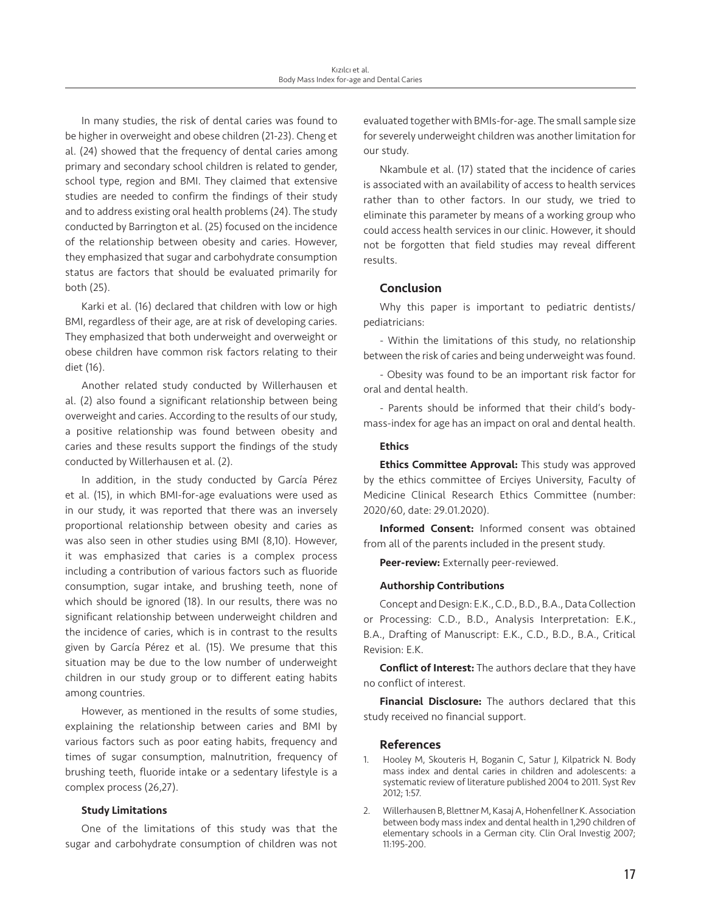In many studies, the risk of dental caries was found to be higher in overweight and obese children (21-23). Cheng et al. (24) showed that the frequency of dental caries among primary and secondary school children is related to gender, school type, region and BMI. They claimed that extensive studies are needed to confirm the findings of their study and to address existing oral health problems (24). The study conducted by Barrington et al. (25) focused on the incidence of the relationship between obesity and caries. However, they emphasized that sugar and carbohydrate consumption status are factors that should be evaluated primarily for both (25).

Karki et al. (16) declared that children with low or high BMI, regardless of their age, are at risk of developing caries. They emphasized that both underweight and overweight or obese children have common risk factors relating to their diet (16).

Another related study conducted by Willerhausen et al. (2) also found a significant relationship between being overweight and caries. According to the results of our study, a positive relationship was found between obesity and caries and these results support the findings of the study conducted by Willerhausen et al. (2).

In addition, in the study conducted by García Pérez et al. (15), in which BMI-for-age evaluations were used as in our study, it was reported that there was an inversely proportional relationship between obesity and caries as was also seen in other studies using BMI (8,10). However, it was emphasized that caries is a complex process including a contribution of various factors such as fluoride consumption, sugar intake, and brushing teeth, none of which should be ignored (18). In our results, there was no significant relationship between underweight children and the incidence of caries, which is in contrast to the results given by García Pérez et al. (15). We presume that this situation may be due to the low number of underweight children in our study group or to different eating habits among countries.

However, as mentioned in the results of some studies, explaining the relationship between caries and BMI by various factors such as poor eating habits, frequency and times of sugar consumption, malnutrition, frequency of brushing teeth, fluoride intake or a sedentary lifestyle is a complex process (26,27).

### Study Limitations

One of the limitations of this study was that the sugar and carbohydrate consumption of children was not evaluated together with BMIs-for-age. The small sample size for severely underweight children was another limitation for our study.

Nkambule et al. (17) stated that the incidence of caries is associated with an availability of access to health services rather than to other factors. In our study, we tried to eliminate this parameter by means of a working group who could access health services in our clinic. However, it should not be forgotten that field studies may reveal different results.

## Conclusion

Why this paper is important to pediatric dentists/ pediatricians:

- Within the limitations of this study, no relationship between the risk of caries and being underweight was found.

- Obesity was found to be an important risk factor for oral and dental health.

- Parents should be informed that their child's body-mass-index for age has an impact on oral and dental health.

### Ethics

**Ethics Committee Approval:** This study was approved by the ethics committee of Erciyes University, Faculty of Medicine Clinical Research Ethics Committee (number: 2020/60, date: 29.01.2020).

**Informed Consent:** Informed consent was obtained from all of the parents included in the present study.

**Peer-review:** Externally peer-reviewed.

### Authorship Contributions

Concept and Design: E.K., C.D., B.D., B.A., Data Collection or Processing: C.D., B.D., Analysis Interpretation: E.K., B.A., Drafting of Manuscript: E.K., C.D., B.D., B.A., Critical Revision: E.K.

**Conflict of Interest:** The authors declare that they have no conflict of interest.

**Financial Disclosure:** The authors declared that this study received no financial support.

## References

1. Hooley M, Skouteris H, Boganin C, Satur J, Kilpatrick N. Body mass index and dental caries in children and adolescents: a systematic review of literature published 2004 to 2011. Syst Rev 2012; 1:57.
2. Willerhausen B, Blettner M, Kasaj A, Hohenfellner K. Association between body mass index and dental health in 1,290 children of elementary schools in a German city. Clin Oral Investig 2007; 11:195-200.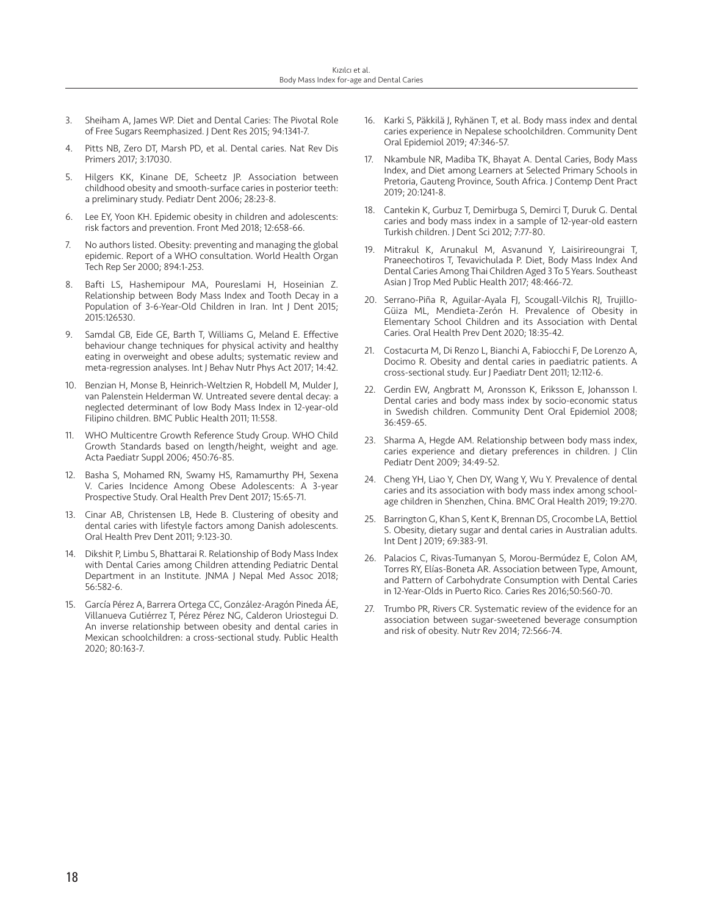3. Sheiham A, James WP. Diet and Dental Caries: The Pivotal Role of Free Sugars Reemphasized. J Dent Res 2015; 94:1341-7.
4. Pitts NB, Zero DT, Marsh PD, et al. Dental caries. Nat Rev Dis Primers 2017; 3:17030.
5. Hilgers KK, Kinane DE, Scheetz JP. Association between childhood obesity and smooth-surface caries in posterior teeth: a preliminary study. Pediatr Dent 2006; 28:23-8.
6. Lee EY, Yoon KH. Epidemic obesity in children and adolescents: risk factors and prevention. Front Med 2018; 12:658-66.
7. No authors listed. Obesity: preventing and managing the global epidemic. Report of a WHO consultation. World Health Organ Tech Rep Ser 2000; 894:1-253.
8. Bafti LS, Hashemipour MA, Poureslami H, Hoseinian Z. Relationship between Body Mass Index and Tooth Decay in a Population of 3-6-Year-Old Children in Iran. Int J Dent 2015; 2015:126530.
9. Samdal GB, Eide GE, Barth T, Williams G, Meland E. Effective behaviour change techniques for physical activity and healthy eating in overweight and obese adults; systematic review and meta-regression analyses. Int J Behav Nutr Phys Act 2017; 14:42.
10. Benzian H, Monse B, Heinrich-Weltzien R, Hobdell M, Mulder J, van Palenstein Helderman W. Untreated severe dental decay: a neglected determinant of low Body Mass Index in 12-year-old Filipino children. BMC Public Health 2011; 11:558.
11. WHO Multicentre Growth Reference Study Group. WHO Child Growth Standards based on length/height, weight and age. Acta Paediatr Suppl 2006; 450:76-85.
12. Basha S, Mohamed RN, Swamy HS, Ramamurthy PH, Sexena V. Caries Incidence Among Obese Adolescents: A 3-year Prospective Study. Oral Health Prev Dent 2017; 15:65-71.
13. Cinar AB, Christensen LB, Hede B. Clustering of obesity and dental caries with lifestyle factors among Danish adolescents. Oral Health Prev Dent 2011; 9:123-30.
14. Dikshit P, Limbu S, Bhattarai R. Relationship of Body Mass Index with Dental Caries among Children attending Pediatric Dental Department in an Institute. JNMA J Nepal Med Assoc 2018; 56:582-6.
15. García Pérez A, Barrera Ortega CC, González-Aragón Pineda ÁE, Villanueva Gutiérrez T, Pérez Pérez NG, Calderon Uriostegui D. An inverse relationship between obesity and dental caries in Mexican schoolchildren: a cross-sectional study. Public Health 2020; 80:163-7.
16. Karki S, Päkkilä J, Ryhänen T, et al. Body mass index and dental caries experience in Nepalese schoolchildren. Community Dent Oral Epidemiol 2019; 47:346-57.
17. Nkambule NR, Madiba TK, Bhayat A. Dental Caries, Body Mass Index, and Diet among Learners at Selected Primary Schools in Pretoria, Gauteng Province, South Africa. J Contemp Dent Pract 2019; 20:1241-8.
18. Cantekin K, Gurbuz T, Demirbuga S, Demirci T, Duruk G. Dental caries and body mass index in a sample of 12-year-old eastern Turkish children. J Dent Sci 2012; 7:77-80.
19. Mitrakul K, Arunakul M, Asvanund Y, Laisirireoungrai T, Praneechotiros T, Tevavichulada P. Diet, Body Mass Index And Dental Caries Among Thai Children Aged 3 To 5 Years. Southeast Asian J Trop Med Public Health 2017; 48:466-72.
20. Serrano-Piña R, Aguilar-Ayala FJ, Scougall-Vilchis RJ, Trujillo-Güiza ML, Mendieta-Zerón H. Prevalence of Obesity in Elementary School Children and its Association with Dental Caries. Oral Health Prev Dent 2020; 18:35-42.
21. Costacurta M, Di Renzo L, Bianchi A, Fabiocchi F, De Lorenzo A, Docimo R. Obesity and dental caries in paediatric patients. A cross-sectional study. Eur J Paediatr Dent 2011; 12:112-6.
22. Gerdin EW, Angbratt M, Aronsson K, Eriksson E, Johansson I. Dental caries and body mass index by socio-economic status in Swedish children. Community Dent Oral Epidemiol 2008; 36:459-65.
23. Sharma A, Hegde AM. Relationship between body mass index, caries experience and dietary preferences in children. J Clin Pediatr Dent 2009; 34:49-52.
24. Cheng YH, Liao Y, Chen DY, Wang Y, Wu Y. Prevalence of dental caries and its association with body mass index among school-age children in Shenzhen, China. BMC Oral Health 2019; 19:270.
25. Barrington G, Khan S, Kent K, Brennan DS, Crocombe LA, Bettiol S. Obesity, dietary sugar and dental caries in Australian adults. Int Dent J 2019; 69:383-91.
26. Palacios C, Rivas-Tumanyan S, Morou-Bermúdez E, Colon AM, Torres RY, Elías-Boneta AR. Association between Type, Amount, and Pattern of Carbohydrate Consumption with Dental Caries in 12-Year-Olds in Puerto Rico. Caries Res 2016;50:560-70.
27. Trumbo PR, Rivers CR. Systematic review of the evidence for an association between sugar-sweetened beverage consumption and risk of obesity. Nutr Rev 2014; 72:566-74.